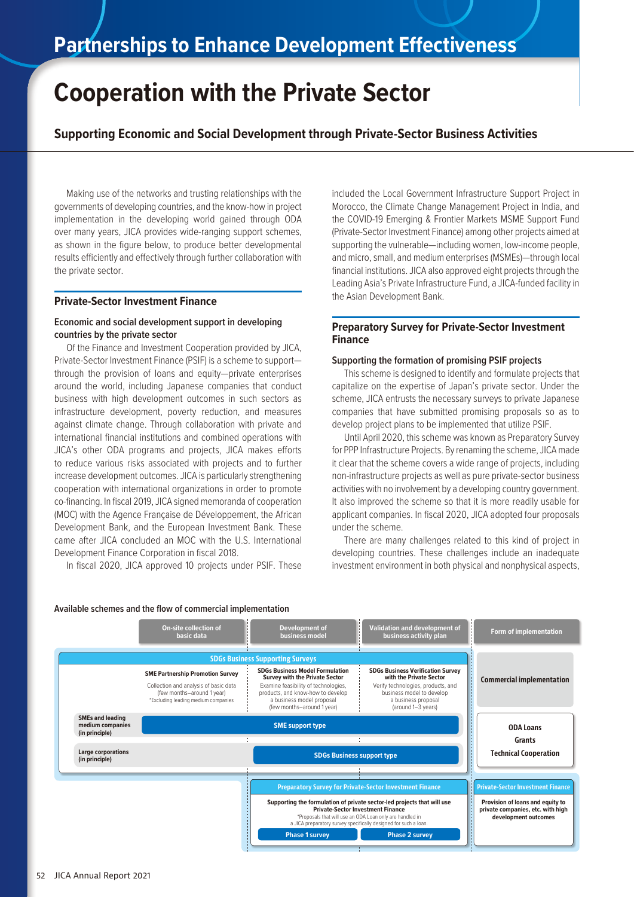# Partnerships to Enhance Development Effectiveness

# Cooperation with the Private Sector

## Supporting Economic and Social Development through Private-Sector Business Activities

Making use of the networks and trusting relationships with the governments of developing countries, and the know-how in project implementation in the developing world gained through ODA over many years, JICA provides wide-ranging support schemes, as shown in the figure below, to produce better developmental results efficiently and effectively through further collaboration with the private sector.

### Private-Sector Investment Finance

#### Economic and social development support in developing countries by the private sector

Of the Finance and Investment Cooperation provided by JICA, Private-Sector Investment Finance (PSIF) is a scheme to support—through the provision of loans and equity—private enterprises around the world, including Japanese companies that conduct business with high development outcomes in such sectors as infrastructure development, poverty reduction, and measures against climate change. Through collaboration with private and international financial institutions and combined operations with JICA's other ODA programs and projects, JICA makes efforts to reduce various risks associated with projects and to further increase development outcomes. JICA is particularly strengthening cooperation with international organizations in order to promote co-financing. In fiscal 2019, JICA signed memoranda of cooperation (MOC) with the Agence Française de Développement, the African Development Bank, and the European Investment Bank. These came after JICA concluded an MOC with the U.S. International Development Finance Corporation in fiscal 2018.

In fiscal 2020, JICA approved 10 projects under PSIF. These included the Local Government Infrastructure Support Project in Morocco, the Climate Change Management Project in India, and the COVID-19 Emerging & Frontier Markets MSME Support Fund (Private-Sector Investment Finance) among other projects aimed at supporting the vulnerable—including women, low-income people, and micro, small, and medium enterprises (MSMEs)—through local financial institutions. JICA also approved eight projects through the Leading Asia's Private Infrastructure Fund, a JICA-funded facility in the Asian Development Bank.

### Preparatory Survey for Private-Sector Investment Finance

#### Supporting the formation of promising PSIF projects

This scheme is designed to identify and formulate projects that capitalize on the expertise of Japan's private sector. Under the scheme, JICA entrusts the necessary surveys to private Japanese companies that have submitted promising proposals so as to develop project plans to be implemented that utilize PSIF.

Until April 2020, this scheme was known as Preparatory Survey for PPP Infrastructure Projects. By renaming the scheme, JICA made it clear that the scheme covers a wide range of projects, including non-infrastructure projects as well as pure private-sector business activities with no involvement by a developing country government. It also improved the scheme so that it is more readily usable for applicant companies. In fiscal 2020, JICA adopted four proposals under the scheme.

There are many challenges related to this kind of project in developing countries. These challenges include an inadequate investment environment in both physical and nonphysical aspects,

**Available schemes and the flow of commercial implementation**

| | On-site collection of basic data | Development of business model | Validation and development of business activity plan | Form of implementation |
|---|---|---|---|---|
| | **SDGs Business Supporting Surveys** | | | |
| | **SME Partnership Promotion Survey**<br>Collection and analysis of basic data (few months–around 1 year)<br>*Excluding leading medium companies | **SDGs Business Model Formulation Survey with the Private Sector**<br>Examine feasibility of technologies, products, and know-how to develop a business model proposal (few months–around 1 year) | **SDGs Business Verification Survey with the Private Sector**<br>Verify technologies, products, and business model to develop a business proposal (around 1–3 years) | **Commercial implementation** |
| SMEs and leading medium companies (in principle) | SME support type | | | **ODA Loans**<br>**Grants**<br>**Technical Cooperation** |
| Large corporations (in principle) | | SDGs Business support type | | |
| | | **Preparatory Survey for Private-Sector Investment Finance**<br>Supporting the formulation of private sector-led projects that will use Private-Sector Investment Finance<br>*Proposals that will use an ODA Loan only are handled in a JICA preparatory survey specifically designed for such a loan.<br>Phase 1 survey | Phase 2 survey | **Private-Sector Investment Finance**<br>Provision of loans and equity to private companies, etc. with high development outcomes |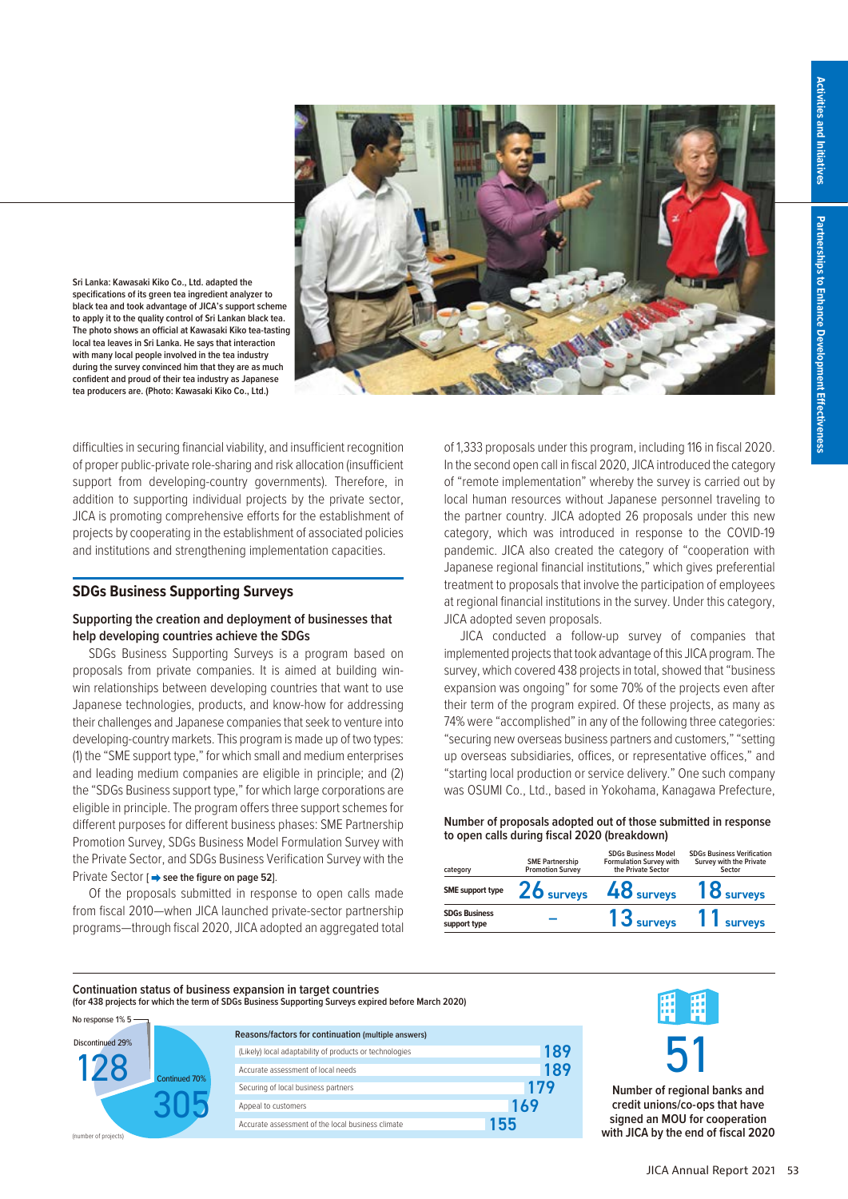Sri Lanka: Kawasaki Kiko Co., Ltd. adapted the specifications of its green tea ingredient analyzer to black tea and took advantage of JICA's support scheme to apply it to the quality control of Sri Lankan black tea. The photo shows an official at Kawasaki Kiko tea-tasting local tea leaves in Sri Lanka. He says that interaction with many local people involved in the tea industry during the survey convinced him that they are as much confident and proud of their tea industry as Japanese tea producers are. (Photo: Kawasaki Kiko Co., Ltd.)

difficulties in securing financial viability, and insufficient recognition of proper public-private role-sharing and risk allocation (insufficient support from developing-country governments). Therefore, in addition to supporting individual projects by the private sector, JICA is promoting comprehensive efforts for the establishment of projects by cooperating in the establishment of associated policies and institutions and strengthening implementation capacities.

## SDGs Business Supporting Surveys

### Supporting the creation and deployment of businesses that help developing countries achieve the SDGs

SDGs Business Supporting Surveys is a program based on proposals from private companies. It is aimed at building win-win relationships between developing countries that want to use Japanese technologies, products, and know-how for addressing their challenges and Japanese companies that seek to venture into developing-country markets. This program is made up of two types: (1) the "SME support type," for which small and medium enterprises and leading medium companies are eligible in principle; and (2) the "SDGs Business support type," for which large corporations are eligible in principle. The program offers three support schemes for different purposes for different business phases: SME Partnership Promotion Survey, SDGs Business Model Formulation Survey with the Private Sector, and SDGs Business Verification Survey with the Private Sector [ ➡ see the figure on page 52].

Of the proposals submitted in response to open calls made from fiscal 2010—when JICA launched private-sector partnership programs—through fiscal 2020, JICA adopted an aggregated total of 1,333 proposals under this program, including 116 in fiscal 2020. In the second open call in fiscal 2020, JICA introduced the category of "remote implementation" whereby the survey is carried out by local human resources without Japanese personnel traveling to the partner country. JICA adopted 26 proposals under this new category, which was introduced in response to the COVID-19 pandemic. JICA also created the category of "cooperation with Japanese regional financial institutions," which gives preferential treatment to proposals that involve the participation of employees at regional financial institutions in the survey. Under this category, JICA adopted seven proposals.

JICA conducted a follow-up survey of companies that implemented projects that took advantage of this JICA program. The survey, which covered 438 projects in total, showed that "business expansion was ongoing" for some 70% of the projects even after their term of the program expired. Of these projects, as many as 74% were "accomplished" in any of the following three categories: "securing new overseas business partners and customers," "setting up overseas subsidiaries, offices, or representative offices," and "starting local production or service delivery." One such company was OSUMI Co., Ltd., based in Yokohama, Kanagawa Prefecture,

**Number of proposals adopted out of those submitted in response to open calls during fiscal 2020 (breakdown)**

| category | SME Partnership Promotion Survey | SDGs Business Model Formulation Survey with the Private Sector | SDGs Business Verification Survey with the Private Sector |
|---|---|---|---|
| SME support type | 26 surveys | 48 surveys | 18 surveys |
| SDGs Business support type | – | 13 surveys | 11 surveys |

**Continuation status of business expansion in target countries**
(for 438 projects for which the term of SDGs Business Supporting Surveys expired before March 2020)

No response 1% 5
Discontinued 29% 128
Continued 70% 305
(number of projects)

| Reasons/factors for continuation (multiple answers) | |
|---|---|
| (Likely) local adaptability of products or technologies | 189 |
| Accurate assessment of local needs | 189 |
| Securing of local business partners | 179 |
| Appeal to customers | 169 |
| Accurate assessment of the local business climate | 155 |

**51**
Number of regional banks and credit unions/co-ops that have signed an MOU for cooperation with JICA by the end of fiscal 2020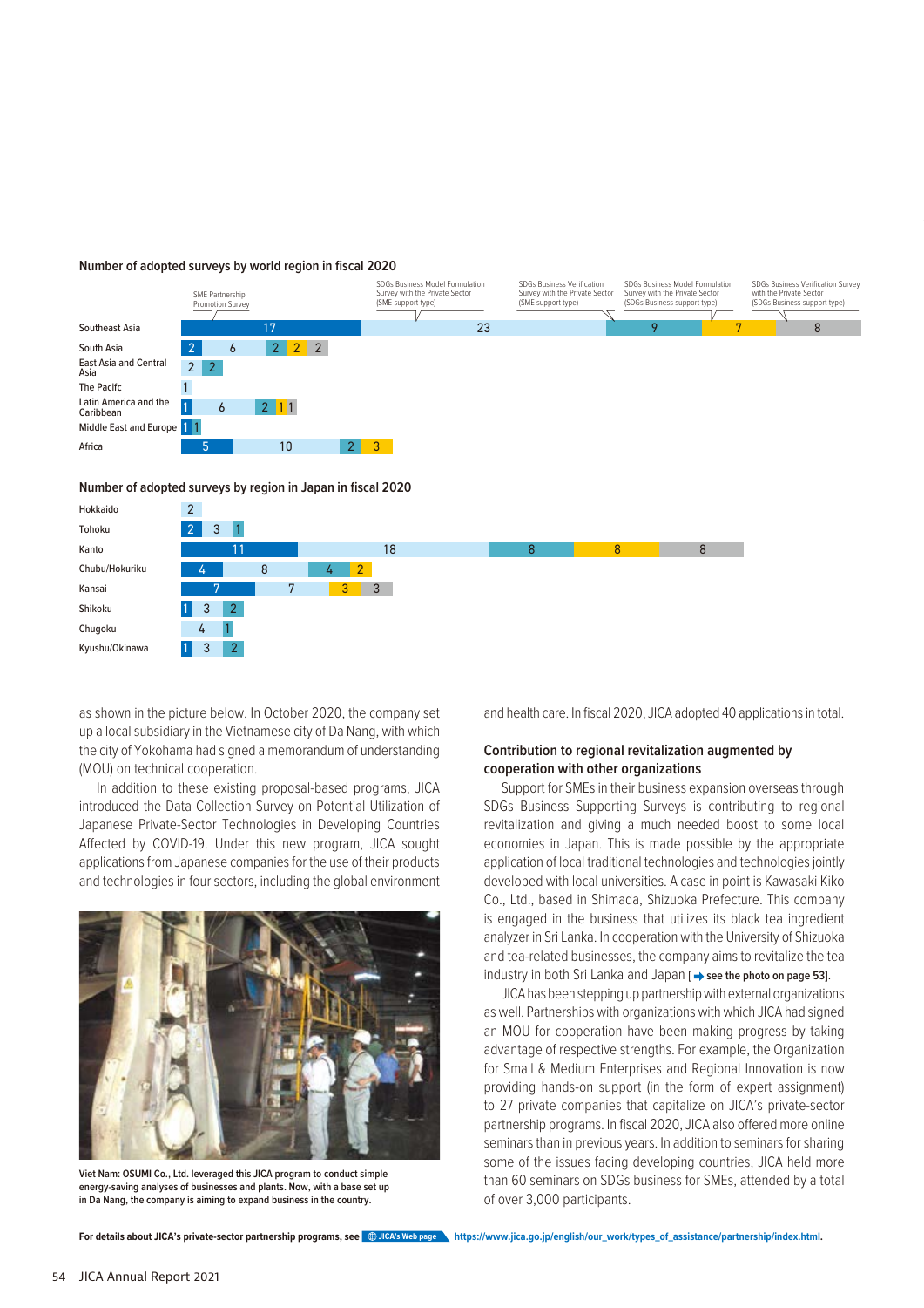**Number of adopted surveys by world region in fiscal 2020**

| Region | SME Partnership Promotion Survey | SDGs Business Model Formulation Survey with the Private Sector (SME support type) | SDGs Business Verification Survey with the Private Sector (SME support type) | SDGs Business Model Formulation Survey with the Private Sector (SDGs Business support type) | SDGs Business Verification Survey with the Private Sector (SDGs Business support type) |
|---|---|---|---|---|---|
| Southeast Asia | 17 | 23 | 9 | 7 | 8 |
| South Asia | 2 | 6 | 2 | 2 | 2 |
| East Asia and Central Asia | | 2 | 2 | | |
| The Pacifc | | 1 | | | |
| Latin America and the Caribbean | 1 | 6 | 2 | 1 | 1 |
| Middle East and Europe | 1 | | 1 | | |
| Africa | 5 | 10 | 2 | 3 | |

**Number of adopted surveys by region in Japan in fiscal 2020**

| Region | SME Partnership Promotion Survey | SDGs Business Model Formulation Survey with the Private Sector (SME support type) | SDGs Business Verification Survey with the Private Sector (SME support type) | SDGs Business Model Formulation Survey with the Private Sector (SDGs Business support type) | SDGs Business Verification Survey with the Private Sector (SDGs Business support type) |
|---|---|---|---|---|---|
| Hokkaido | | 2 | | | |
| Tohoku | 2 | 3 | 1 | | |
| Kanto | 11 | 18 | 8 | 8 | 8 |
| Chubu/Hokuriku | 4 | 8 | 4 | 2 | |
| Kansai | 7 | 7 | | 3 | 3 |
| Shikoku | 1 | 3 | 2 | | |
| Chugoku | | 4 | 1 | | |
| Kyushu/Okinawa | 1 | 3 | 2 | | |

as shown in the picture below. In October 2020, the company set up a local subsidiary in the Vietnamese city of Da Nang, with which the city of Yokohama had signed a memorandum of understanding (MOU) on technical cooperation.

In addition to these existing proposal-based programs, JICA introduced the Data Collection Survey on Potential Utilization of Japanese Private-Sector Technologies in Developing Countries Affected by COVID-19. Under this new program, JICA sought applications from Japanese companies for the use of their products and technologies in four sectors, including the global environment and health care. In fiscal 2020, JICA adopted 40 applications in total.

Viet Nam: OSUMI Co., Ltd. leveraged this JICA program to conduct simple energy-saving analyses of businesses and plants. Now, with a base set up in Da Nang, the company is aiming to expand business in the country.

## Contribution to regional revitalization augmented by cooperation with other organizations

Support for SMEs in their business expansion overseas through SDGs Business Supporting Surveys is contributing to regional revitalization and giving a much needed boost to some local economies in Japan. This is made possible by the appropriate application of local traditional technologies and technologies jointly developed with local universities. A case in point is Kawasaki Kiko Co., Ltd., based in Shimada, Shizuoka Prefecture. This company is engaged in the business that utilizes its black tea ingredient analyzer in Sri Lanka. In cooperation with the University of Shizuoka and tea-related businesses, the company aims to revitalize the tea industry in both Sri Lanka and Japan [➡ **see the photo on page 53**].

JICA has been stepping up partnership with external organizations as well. Partnerships with organizations with which JICA had signed an MOU for cooperation have been making progress by taking advantage of respective strengths. For example, the Organization for Small & Medium Enterprises and Regional Innovation is now providing hands-on support (in the form of expert assignment) to 27 private companies that capitalize on JICA's private-sector partnership programs. In fiscal 2020, JICA also offered more online seminars than in previous years. In addition to seminars for sharing some of the issues facing developing countries, JICA held more than 60 seminars on SDGs business for SMEs, attended by a total of over 3,000 participants.

**For details about JICA's private-sector partnership programs, see JICA's Web page https://www.jica.go.jp/english/our_work/types_of_assistance/partnership/index.html.**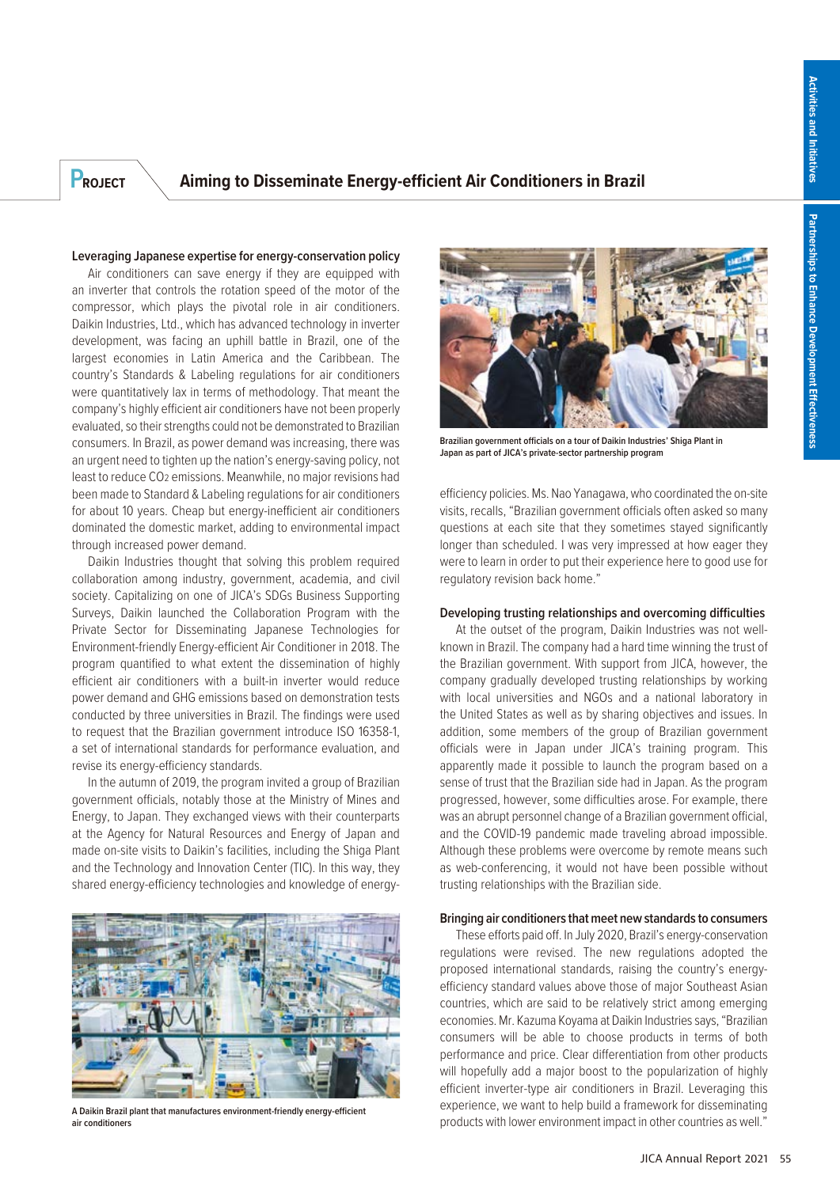## PROJECT Aiming to Disseminate Energy-efficient Air Conditioners in Brazil

### Leveraging Japanese expertise for energy-conservation policy

Air conditioners can save energy if they are equipped with an inverter that controls the rotation speed of the motor of the compressor, which plays the pivotal role in air conditioners. Daikin Industries, Ltd., which has advanced technology in inverter development, was facing an uphill battle in Brazil, one of the largest economies in Latin America and the Caribbean. The country's Standards & Labeling regulations for air conditioners were quantitatively lax in terms of methodology. That meant the company's highly efficient air conditioners have not been properly evaluated, so their strengths could not be demonstrated to Brazilian consumers. In Brazil, as power demand was increasing, there was an urgent need to tighten up the nation's energy-saving policy, not least to reduce $CO_2$ emissions. Meanwhile, no major revisions had been made to Standard & Labeling regulations for air conditioners for about 10 years. Cheap but energy-inefficient air conditioners dominated the domestic market, adding to environmental impact through increased power demand.

Daikin Industries thought that solving this problem required collaboration among industry, government, academia, and civil society. Capitalizing on one of JICA's SDGs Business Supporting Surveys, Daikin launched the Collaboration Program with the Private Sector for Disseminating Japanese Technologies for Environment-friendly Energy-efficient Air Conditioner in 2018. The program quantified to what extent the dissemination of highly efficient air conditioners with a built-in inverter would reduce power demand and GHG emissions based on demonstration tests conducted by three universities in Brazil. The findings were used to request that the Brazilian government introduce ISO 16358-1, a set of international standards for performance evaluation, and revise its energy-efficiency standards.

In the autumn of 2019, the program invited a group of Brazilian government officials, notably those at the Ministry of Mines and Energy, to Japan. They exchanged views with their counterparts at the Agency for Natural Resources and Energy of Japan and made on-site visits to Daikin's facilities, including the Shiga Plant and the Technology and Innovation Center (TIC). In this way, they shared energy-efficiency technologies and knowledge of energy-efficiency policies. Ms. Nao Yanagawa, who coordinated the on-site visits, recalls, "Brazilian government officials often asked so many questions at each site that they sometimes stayed significantly longer than scheduled. I was very impressed at how eager they were to learn in order to put their experience here to good use for regulatory revision back home."

A Daikin Brazil plant that manufactures environment-friendly energy-efficient air conditioners

Brazilian government officials on a tour of Daikin Industries' Shiga Plant in Japan as part of JICA's private-sector partnership program

### Developing trusting relationships and overcoming difficulties

At the outset of the program, Daikin Industries was not well-known in Brazil. The company had a hard time winning the trust of the Brazilian government. With support from JICA, however, the company gradually developed trusting relationships by working with local universities and NGOs and a national laboratory in the United States as well as by sharing objectives and issues. In addition, some members of the group of Brazilian government officials were in Japan under JICA's training program. This apparently made it possible to launch the program based on a sense of trust that the Brazilian side had in Japan. As the program progressed, however, some difficulties arose. For example, there was an abrupt personnel change of a Brazilian government official, and the COVID-19 pandemic made traveling abroad impossible. Although these problems were overcome by remote means such as web-conferencing, it would not have been possible without trusting relationships with the Brazilian side.

### Bringing air conditioners that meet new standards to consumers

These efforts paid off. In July 2020, Brazil's energy-conservation regulations were revised. The new regulations adopted the proposed international standards, raising the country's energy-efficiency standard values above those of major Southeast Asian countries, which are said to be relatively strict among emerging economies. Mr. Kazuma Koyama at Daikin Industries says, "Brazilian consumers will be able to choose products in terms of both performance and price. Clear differentiation from other products will hopefully add a major boost to the popularization of highly efficient inverter-type air conditioners in Brazil. Leveraging this experience, we want to help build a framework for disseminating products with lower environment impact in other countries as well."